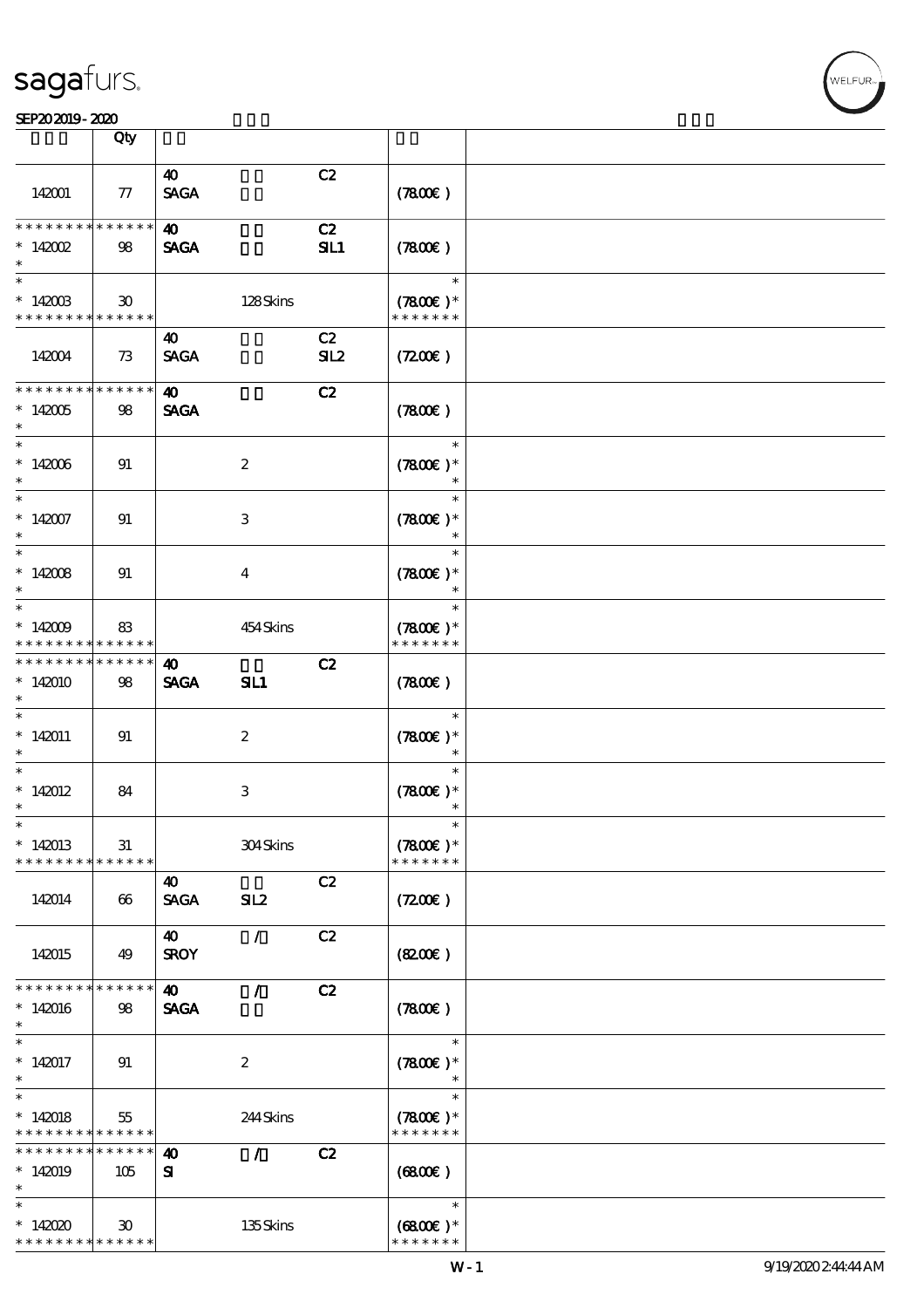# sagafurs.

SEP20 2019 - 2020

| | Qty | | | | | |
|---|---|---|---|---|---|---|
| 142001 | 77 | 40 SAGA | | C2 | (78.00€) | |
| * * * * * * * * * * * * * * 142002 * | 98 | 40 SAGA | | C2 SIL1 | (78.00€) | |
| * * 142003 * * * * * * * * * * * * * * | 30 | | 128 Skins | | * (78.00€) * * * * * * * * | |
| 142004 | 73 | 40 SAGA | | C2 SIL2 | (72.00€) | |
| * * * * * * * * * * * * * * 142005 * | 98 | 40 SAGA | | C2 | (78.00€) | |
| * * 142006 * | 91 | | 2 | | * (78.00€) * * | |
| * * 142007 * | 91 | | 3 | | * (78.00€) * * | |
| * * 142008 * | 91 | | 4 | | * (78.00€) * * | |
| * * 142009 * * * * * * * * * * * * * * | 83 | | 454 Skins | | * (78.00€) * * * * * * * * | |
| * * * * * * * * * * * * * * 142010 * | 98 | 40 SAGA | SIL1 | C2 | (78.00€) | |
| * * 142011 * | 91 | | 2 | | * (78.00€) * * | |
| * * 142012 * | 84 | | 3 | | * (78.00€) * * | |
| * * 142013 * * * * * * * * * * * * * * | 31 | | 304 Skins | | * (78.00€) * * * * * * * * | |
| 142014 | 66 | 40 SAGA | SIL2 | C2 | (72.00€) | |
| 142015 | 49 | 40 SROY | / | C2 | (82.00€) | |
| * * * * * * * * * * * * * * 142016 * | 98 | 40 SAGA | / | C2 | (78.00€) | |
| * * 142017 * | 91 | | 2 | | * (78.00€) * * | |
| * * 142018 * * * * * * * * * * * * * * | 55 | | 244 Skins | | * (78.00€) * * * * * * * * | |
| * * * * * * * * * * * * * * 142019 * | 105 | 40 SI | / | C2 | (68.00€) | |
| * * 142020 * * * * * * * * * * * * * * | 30 | | 135 Skins | | * (68.00€) * * * * * * * * | |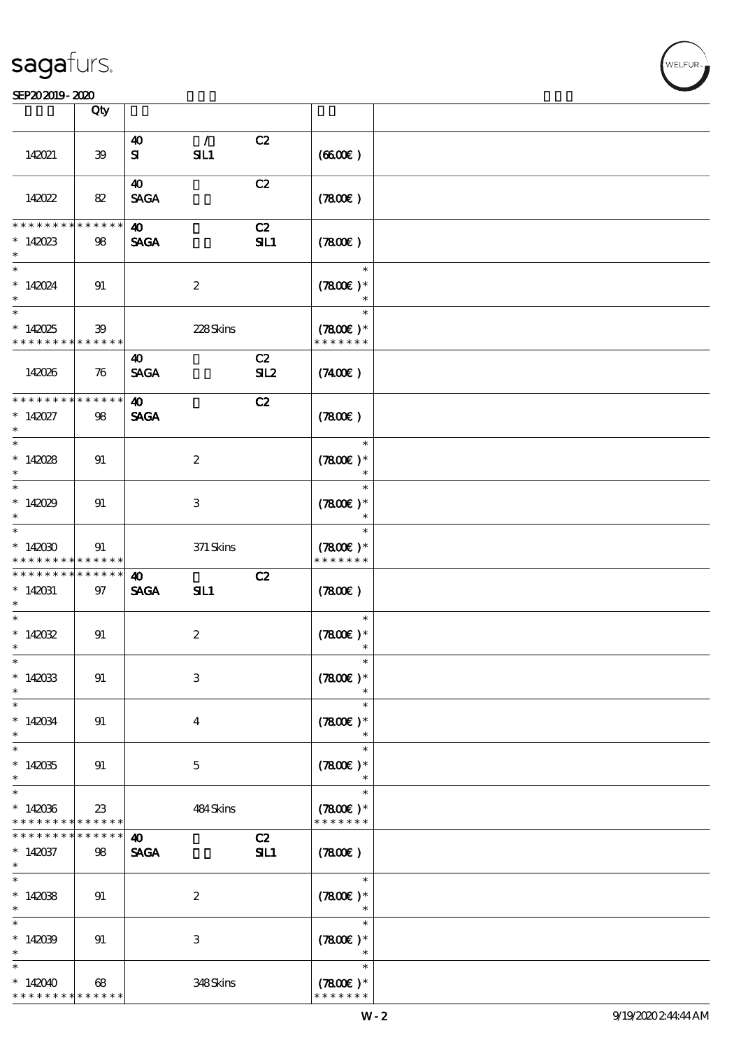| | Qty | | | | | |
|---|---|---|---|---|---|---|
| 142021 | 39 | 40<br>SI | /<br>SIL1 | C2 | (66.00€) | |
| 142022 | 82 | 40<br>SAGA | | C2 | (78.00€) | |
| * * * * * * * * * * * * * *<br>* 142023<br>* | 98 | 40<br>SAGA | | C2<br>SIL1 | (78.00€) | |
| *<br>* 142024<br>* | 91 | | 2 | | *<br>(78.00€) *<br>* | |
| *<br>* 142025<br>* * * * * * * * * * * * * * | 39 | | 228 Skins | | *<br>(78.00€) *<br>* * * * * * * | |
| 142026 | 76 | 40<br>SAGA | | C2<br>SIL2 | (74.00€) | |
| * * * * * * * * * * * * * *<br>* 142027<br>* | 98 | 40<br>SAGA | | C2 | (78.00€) | |
| *<br>* 142028<br>* | 91 | | 2 | | *<br>(78.00€) *<br>* | |
| *<br>* 142029<br>* | 91 | | 3 | | *<br>(78.00€) *<br>* | |
| *<br>* 142030<br>* * * * * * * * * * * * * * | 91 | | 371 Skins | | *<br>(78.00€) *<br>* * * * * * * | |
| * * * * * * * * * * * * * *<br>* 142031<br>* | 97 | 40<br>SAGA | SIL1 | C2 | (78.00€) | |
| *<br>* 142032<br>* | 91 | | 2 | | *<br>(78.00€) *<br>* | |
| *<br>* 142033<br>* | 91 | | 3 | | *<br>(78.00€) *<br>* | |
| *<br>* 142034<br>* | 91 | | 4 | | *<br>(78.00€) *<br>* | |
| *<br>* 142035<br>* | 91 | | 5 | | *<br>(78.00€) *<br>* | |
| *<br>* 142036<br>* * * * * * * * * * * * * * | 23 | | 484 Skins | | *<br>(78.00€) *<br>* * * * * * * | |
| * * * * * * * * * * * * * *<br>* 142037<br>* | 98 | 40<br>SAGA | | C2<br>SIL1 | (78.00€) | |
| *<br>* 142038<br>* | 91 | | 2 | | *<br>(78.00€) *<br>* | |
| *<br>* 142039<br>* | 91 | | 3 | | *<br>(78.00€) *<br>* | |
| *<br>* 142040<br>* * * * * * * * * * * * * * | 68 | | 348 Skins | | *<br>(78.00€) *<br>* * * * * * * | |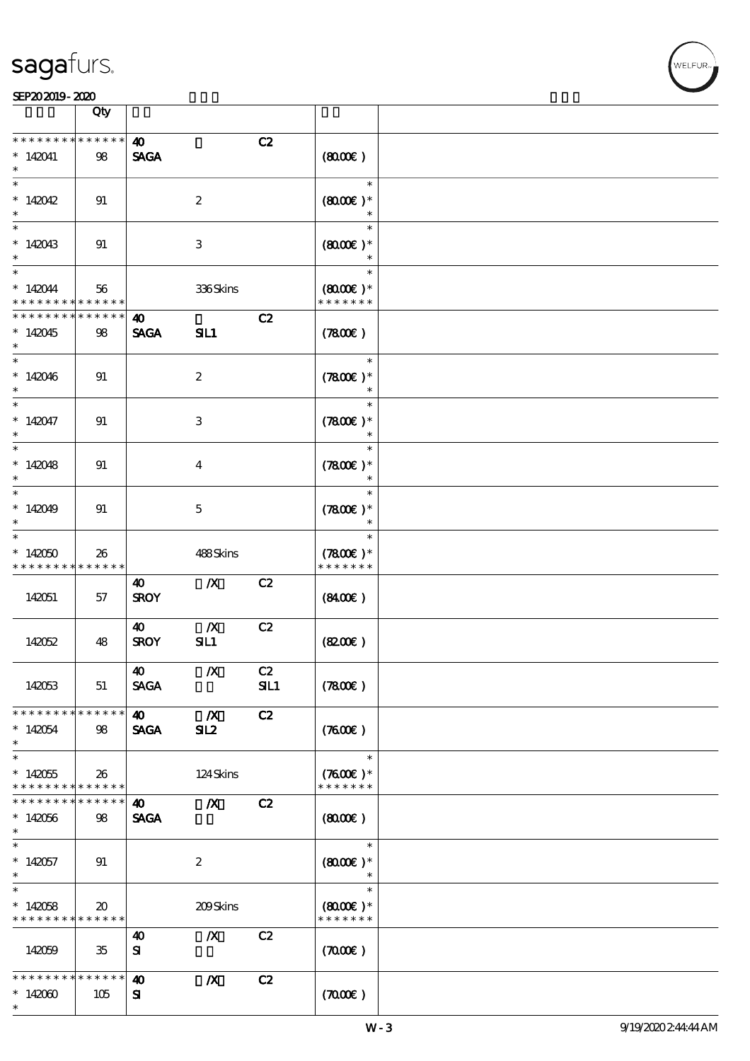| | Qty | | | | | |
|---|---|---|---|---|---|---|
| * * * * * * * * * * * * * * | | 40 | | C2 | | |
| * 142041 | 98 | SAGA | | | (80.00€) | |
| * | | | | | | |
| * | | | | | * | |
| * 142042 | 91 | | 2 | | (80.00€) * | |
| * | | | | | * | |
| * | | | | | * | |
| * 142043 | 91 | | 3 | | (80.00€) * | |
| * | | | | | * | |
| * | | | | | * | |
| * 142044 | 56 | | 336 Skins | | (80.00€) * | |
| * * * * * * * * * * * * * * | | | | | * * * * * * * | |
| * * * * * * * * * * * * * * | | 40 | | C2 | | |
| * 142045 | 98 | SAGA | SIL1 | | (78.00€) | |
| * | | | | | | |
| * | | | | | * | |
| * 142046 | 91 | | 2 | | (78.00€) * | |
| * | | | | | * | |
| * | | | | | * | |
| * 142047 | 91 | | 3 | | (78.00€) * | |
| * | | | | | * | |
| * | | | | | * | |
| * 142048 | 91 | | 4 | | (78.00€) * | |
| * | | | | | * | |
| * | | | | | * | |
| * 142049 | 91 | | 5 | | (78.00€) * | |
| * | | | | | * | |
| * | | | | | * | |
| * 142050 | 26 | | 488 Skins | | (78.00€) * | |
| * * * * * * * * * * * * * * | | | | | * * * * * * * | |
| | | 40 | /X | C2 | | |
| 142051 | 57 | SROY | | | (84.00€) | |
| | | 40 | /X | C2 | | |
| 142052 | 48 | SROY | SIL1 | | (82.00€) | |
| | | 40 | /X | C2 | | |
| 142053 | 51 | SAGA | | SIL1 | (78.00€) | |
| * * * * * * * * * * * * * * | | 40 | /X | C2 | | |
| * 142054 | 98 | SAGA | SIL2 | | (76.00€) | |
| * | | | | | | |
| * | | | | | * | |
| * 142055 | 26 | | 124 Skins | | (76.00€) * | |
| * * * * * * * * * * * * * * | | | | | * * * * * * * | |
| * * * * * * * * * * * * * * | | 40 | /X | C2 | | |
| * 142056 | 98 | SAGA | | | (80.00€) | |
| * | | | | | | |
| * | | | | | * | |
| * 142057 | 91 | | 2 | | (80.00€) * | |
| * | | | | | * | |
| * | | | | | * | |
| * 142058 | 20 | | 209 Skins | | (80.00€) * | |
| * * * * * * * * * * * * * * | | | | | * * * * * * * | |
| | | 40 | /X | C2 | | |
| 142059 | 35 | SI | | | (70.00€) | |
| * * * * * * * * * * * * * * | | 40 | /X | C2 | | |
| * 142060 | 105 | SI | | | (70.00€) | |
| * | | | | | | |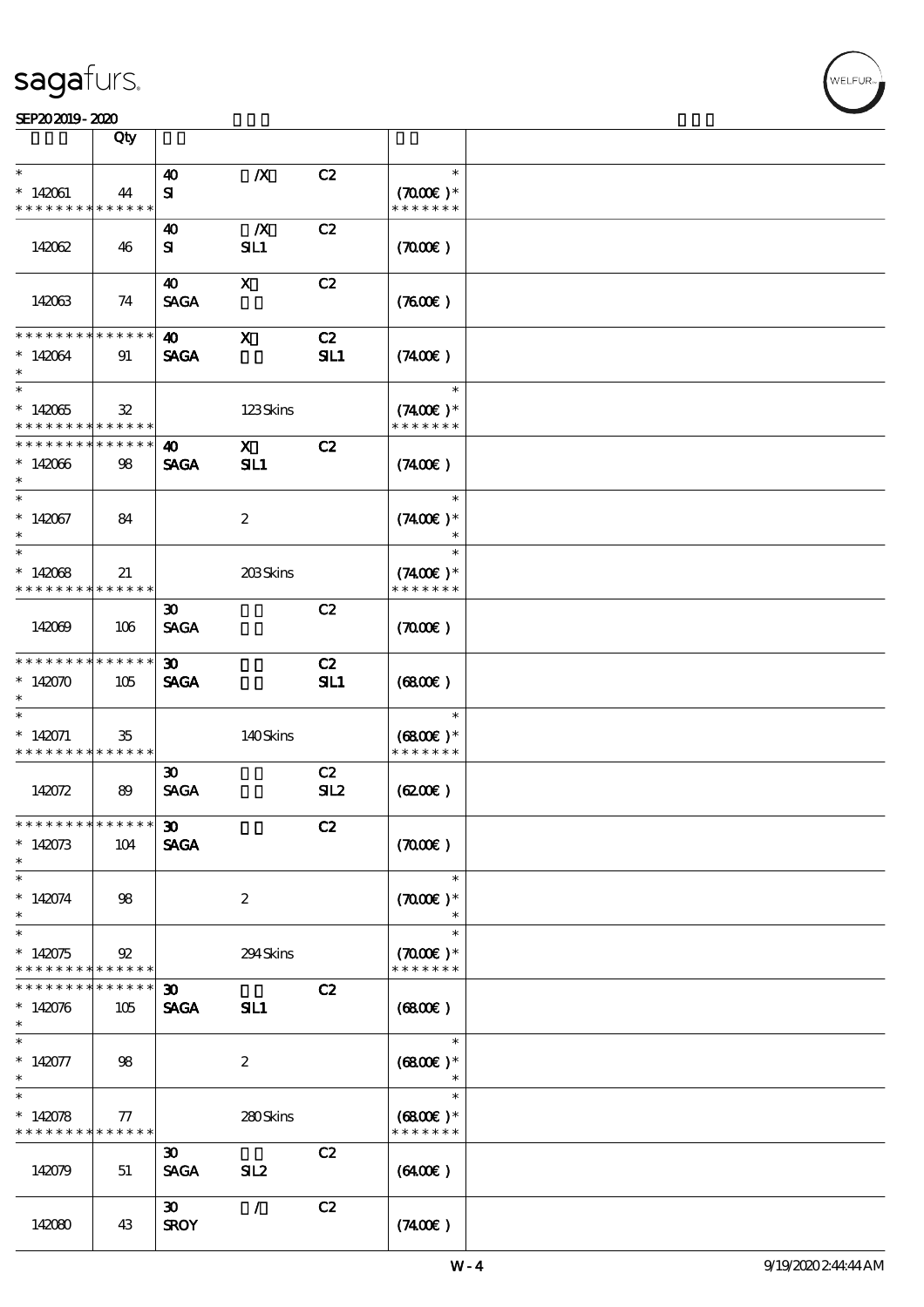sagafurs.

SEP20 2019 - 2020

| | Qty | | | | | |
|---|---|---|---|---|---|---|
| * <br> * 142061 <br> * * * * * * * * * * * * * * | 44 | 40 <br> SI | /X | C2 | * <br> (70.00€) * <br> * * * * * * * | |
| 142062 | 46 | 40 <br> SI | /X <br> SIL1 | C2 | (70.00€) | |
| 142063 | 74 | 40 <br> SAGA | X | C2 | (76.00€) | |
| * * * * * * * * * * * * * * <br> * 142064 <br> * | 91 | 40 <br> SAGA | X | C2 <br> SIL1 | (74.00€) | |
| * <br> * 142065 <br> * * * * * * * * * * * * * * | 32 | | 123 Skins | | * <br> (74.00€) * <br> * * * * * * * | |
| * * * * * * * * * * * * * * <br> * 142066 <br> * | 98 | 40 <br> SAGA | X <br> SIL1 | C2 | (74.00€) | |
| * <br> * 142067 <br> * | 84 | | 2 | | * <br> (74.00€) * <br> * | |
| * <br> * 142068 <br> * * * * * * * * * * * * * * | 21 | | 203 Skins | | * <br> (74.00€) * <br> * * * * * * * | |
| 142069 | 106 | 30 <br> SAGA | | C2 | (70.00€) | |
| * * * * * * * * * * * * * * <br> * 142070 <br> * | 105 | 30 <br> SAGA | | C2 <br> SIL1 | (68.00€) | |
| * <br> * 142071 <br> * * * * * * * * * * * * * * | 35 | | 140 Skins | | * <br> (68.00€) * <br> * * * * * * * | |
| 142072 | 89 | 30 <br> SAGA | | C2 <br> SIL2 | (62.00€) | |
| * * * * * * * * * * * * * * <br> * 142073 <br> * | 104 | 30 <br> SAGA | | C2 | (70.00€) | |
| * <br> * 142074 <br> * | 98 | | 2 | | * <br> (70.00€) * <br> * | |
| * <br> * 142075 <br> * * * * * * * * * * * * * * | 92 | | 294 Skins | | * <br> (70.00€) * <br> * * * * * * * | |
| * * * * * * * * * * * * * * <br> * 142076 <br> * | 105 | 30 <br> SAGA | SIL1 | C2 | (68.00€) | |
| * <br> * 142077 <br> * | 98 | | 2 | | * <br> (68.00€) * <br> * | |
| * <br> * 142078 <br> * * * * * * * * * * * * * * | 77 | | 280 Skins | | * <br> (68.00€) * <br> * * * * * * * | |
| 142079 | 51 | 30 <br> SAGA | SIL2 | C2 | (64.00€) | |
| 142080 | 43 | 30 <br> SROY | / | C2 | (74.00€) | |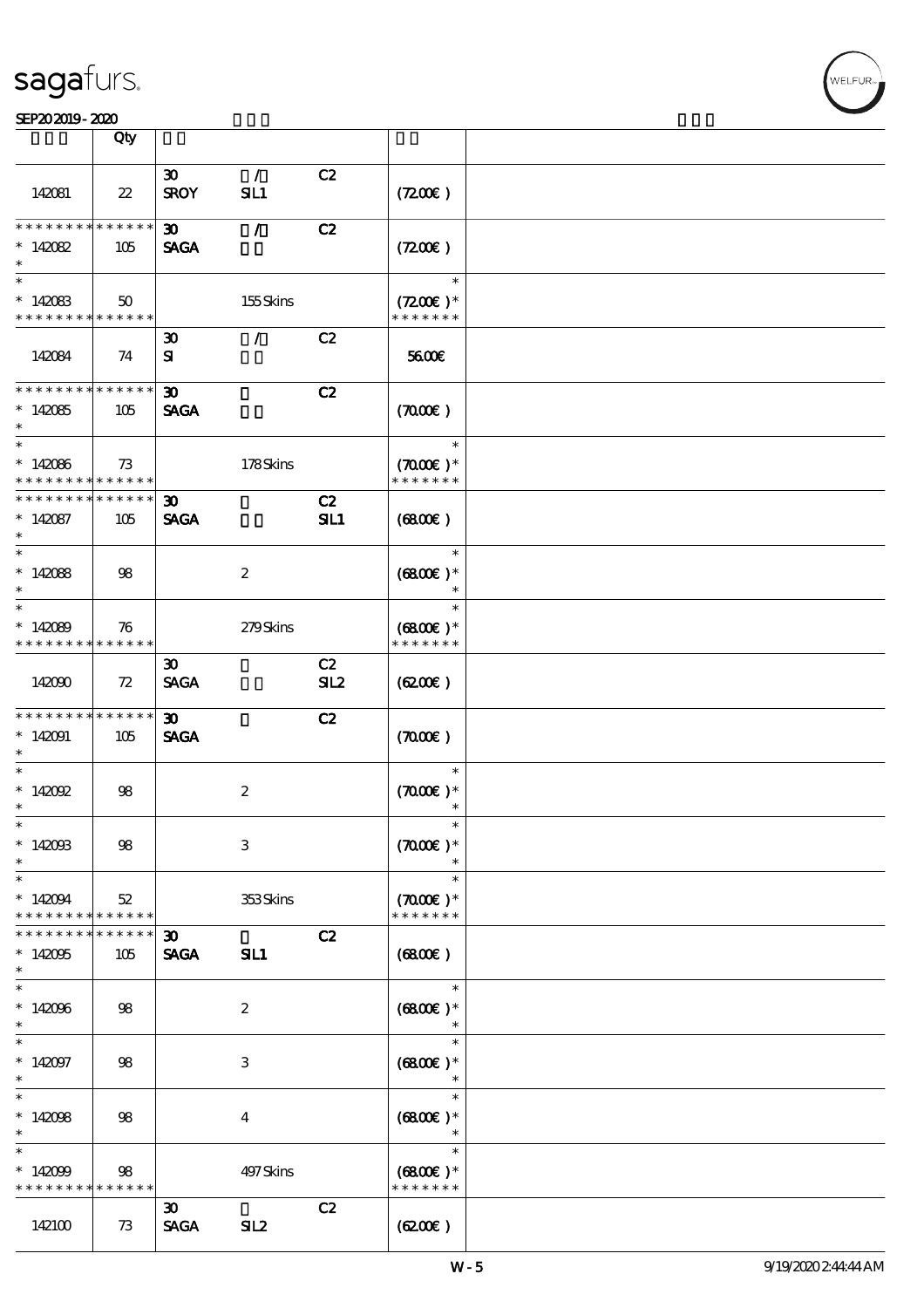| | Qty | | | | |
|---|---|---|---|---|---|
| 142081 | 22 | 30 SROY | / SIL1 | C2 | (72.00€) |
| * * * * * * * * * * * * * * 142082 * | 105 | 30 SAGA | / | C2 | (72.00€) |
| * * 142083 * * * * * * * * * * * * * | 50 | | 155 Skins | | * (72.00€) * * * * * * * * |
| 142084 | 74 | 30 SI | / | C2 | 56.00€ |
| * * * * * * * * * * * * * * 142085 * | 105 | 30 SAGA | | C2 | (70.00€) |
| * * 142086 * * * * * * * * * * * * * | 73 | | 178 Skins | | * (70.00€) * * * * * * * * |
| * * * * * * * * * * * * * * 142087 * | 105 | 30 SAGA | | C2 SIL1 | (68.00€) |
| * * 142088 * | 98 | | 2 | | * (68.00€) * * |
| * * 142089 * * * * * * * * * * * * * | 76 | | 279 Skins | | * (68.00€) * * * * * * * * |
| 142090 | 72 | 30 SAGA | | C2 SIL2 | (62.00€) |
| * * * * * * * * * * * * * * 142091 * | 105 | 30 SAGA | | C2 | (70.00€) |
| * * 142092 * | 98 | | 2 | | * (70.00€) * * |
| * * 142093 * | 98 | | 3 | | * (70.00€) * * |
| * * 142094 * * * * * * * * * * * * * | 52 | | 353 Skins | | * (70.00€) * * * * * * * * |
| * * * * * * * * * * * * * * 142095 * | 105 | 30 SAGA | SIL1 | C2 | (68.00€) |
| * * 142096 * | 98 | | 2 | | * (68.00€) * * |
| * * 142097 * | 98 | | 3 | | * (68.00€) * * |
| * * 142098 * | 98 | | 4 | | * (68.00€) * * |
| * * 142099 * * * * * * * * * * * * * | 98 | | 497 Skins | | * (68.00€) * * * * * * * * |
| 142100 | 73 | 30 SAGA | SIL2 | C2 | (62.00€) |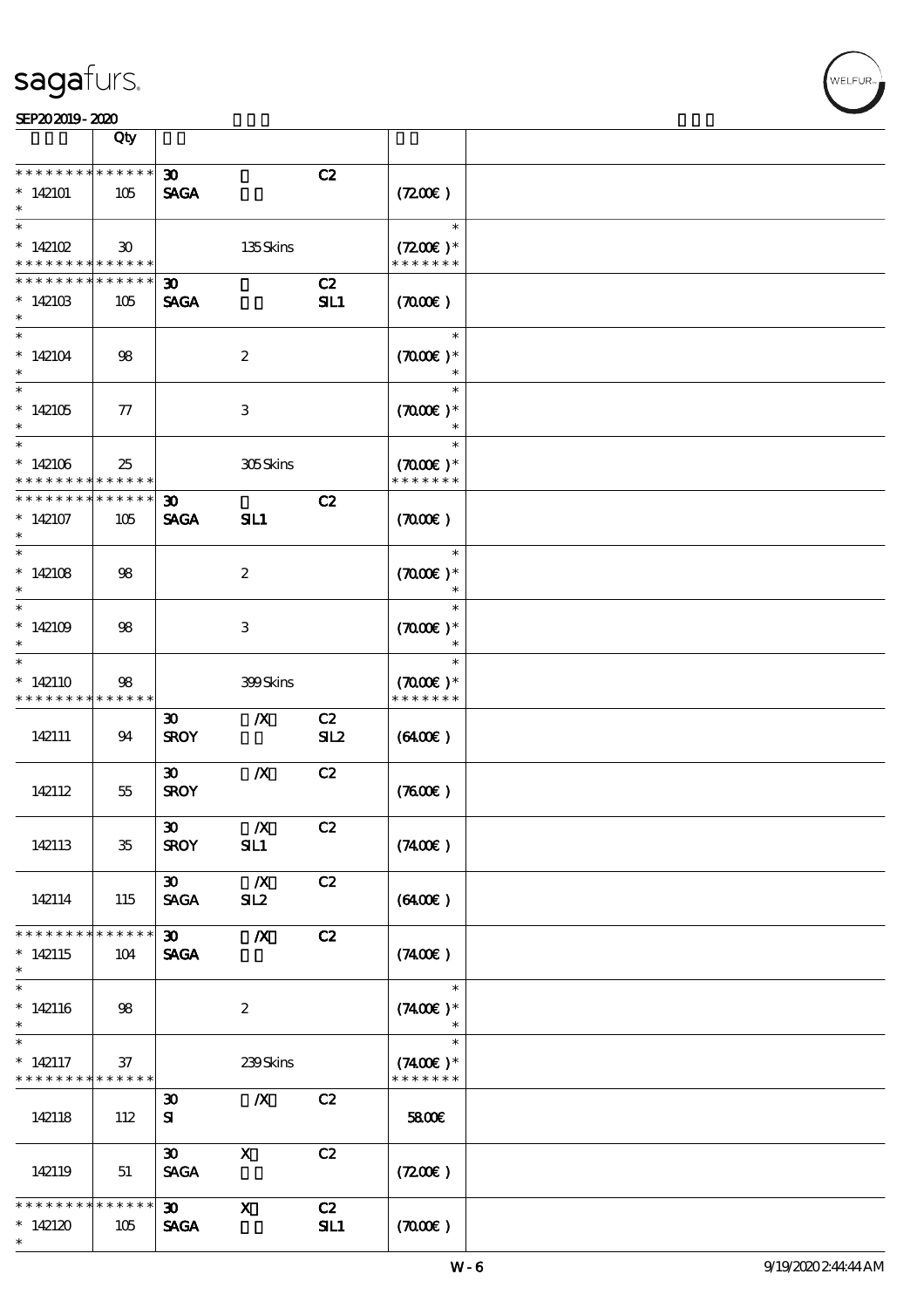sagafurs.

SEP20 2019 - 2020

| | Qty | | | | | |
|---|---|---|---|---|---|---|
| * * * * * * * * * * * * * * | | 30 | | C2 | | |
| * 142101 | 105 | SAGA | | | (72.00€ ) | |
| * | | | | | | |
| * | | | | | * | |
| * 142102 | 30 | | 135 Skins | | (72.00€ )* | |
| * * * * * * * * * * * * * * | | | | | * * * * * * * | |
| * * * * * * * * * * * * * * | | 30 | | C2 | | |
| * 142103 | 105 | SAGA | | SIL1 | (70.00€ ) | |
| * | | | | | | |
| * | | | | | * | |
| * 142104 | 98 | | 2 | | (70.00€ )* | |
| * | | | | | * | |
| * | | | | | * | |
| * 142105 | 77 | | 3 | | (70.00€ )* | |
| * | | | | | * | |
| * | | | | | * | |
| * 142106 | 25 | | 305 Skins | | (70.00€ )* | |
| * * * * * * * * * * * * * * | | | | | * * * * * * * | |
| * * * * * * * * * * * * * * | | 30 | | C2 | | |
| * 142107 | 105 | SAGA | SIL1 | | (70.00€ ) | |
| * | | | | | | |
| * | | | | | * | |
| * 142108 | 98 | | 2 | | (70.00€ )* | |
| * | | | | | * | |
| * | | | | | * | |
| * 142109 | 98 | | 3 | | (70.00€ )* | |
| * | | | | | * | |
| * | | | | | * | |
| * 142110 | 98 | | 399 Skins | | (70.00€ )* | |
| * * * * * * * * * * * * * * | | | | | * * * * * * * | |
| | | 30 | /X | C2 | | |
| 142111 | 94 | SROY | | SIL2 | (64.00€ ) | |
| | | 30 | /X | C2 | | |
| 142112 | 55 | SROY | | | (76.00€ ) | |
| | | 30 | /X | C2 | | |
| 142113 | 35 | SROY | SIL1 | | (74.00€ ) | |
| | | 30 | /X | C2 | | |
| 142114 | 115 | SAGA | SIL2 | | (64.00€ ) | |
| * * * * * * * * * * * * * * | | 30 | /X | C2 | | |
| * 142115 | 104 | SAGA | | | (74.00€ ) | |
| * | | | | | | |
| * | | | | | * | |
| * 142116 | 98 | | 2 | | (74.00€ )* | |
| * | | | | | * | |
| * | | | | | * | |
| * 142117 | 37 | | 239 Skins | | (74.00€ )* | |
| * * * * * * * * * * * * * * | | | | | * * * * * * * | |
| | | 30 | /X | C2 | | |
| 142118 | 112 | SI | | | 58.00€ | |
| | | 30 | X | C2 | | |
| 142119 | 51 | SAGA | | | (72.00€ ) | |
| * * * * * * * * * * * * * * | | 30 | X | C2 | | |
| * 142120 | 105 | SAGA | | SIL1 | (70.00€ ) | |
| * | | | | | | |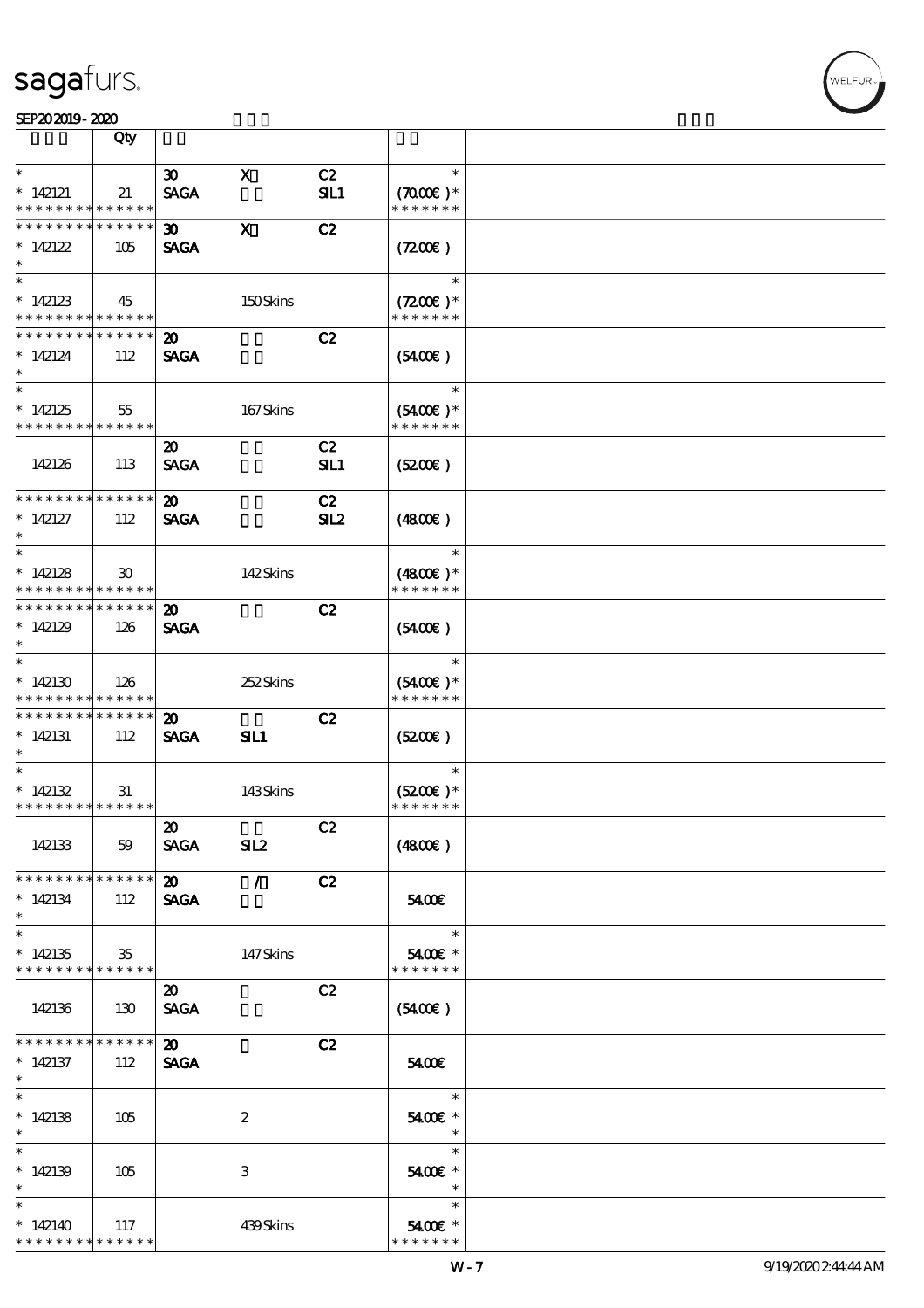| | Qty | | | | | |
|---|---|---|---|---|---|---|
| * | | 30 | X | C2 | * | |
| * 142121 | 21 | SAGA | | SIL1 | (70.00€ )* | |
| * * * * * * * * * * * * * * | | | | | * * * * * * * | |
| * * * * * * * * * * * * * * | | 30 | X | C2 | | |
| * 142122 | 105 | SAGA | | | (72.00€ ) | |
| * | | | | | | |
| * | | | | | * | |
| * 142123 | 45 | | 150 Skins | | (72.00€ )* | |
| * * * * * * * * * * * * * * | | | | | * * * * * * * | |
| * * * * * * * * * * * * * * | | 20 | | C2 | | |
| * 142124 | 112 | SAGA | | | (54.00€ ) | |
| * | | | | | | |
| * | | | | | * | |
| * 142125 | 55 | | 167 Skins | | (54.00€ )* | |
| * * * * * * * * * * * * * * | | | | | * * * * * * * | |
| | | 20 | | C2 | | |
| 142126 | 113 | SAGA | | SIL1 | (52.00€ ) | |
| * * * * * * * * * * * * * * | | 20 | | C2 | | |
| * 142127 | 112 | SAGA | | SIL2 | (48.00€ ) | |
| * | | | | | | |
| * | | | | | * | |
| * 142128 | 30 | | 142 Skins | | (48.00€ )* | |
| * * * * * * * * * * * * * * | | | | | * * * * * * * | |
| * * * * * * * * * * * * * * | | 20 | | C2 | | |
| * 142129 | 126 | SAGA | | | (54.00€ ) | |
| * | | | | | | |
| * | | | | | * | |
| * 142130 | 126 | | 252 Skins | | (54.00€ )* | |
| * * * * * * * * * * * * * * | | | | | * * * * * * * | |
| * * * * * * * * * * * * * * | | 20 | | C2 | | |
| * 142131 | 112 | SAGA | SIL1 | | (52.00€ ) | |
| * | | | | | | |
| * | | | | | * | |
| * 142132 | 31 | | 143 Skins | | (52.00€ )* | |
| * * * * * * * * * * * * * * | | | | | * * * * * * * | |
| | | 20 | | C2 | | |
| 142133 | 59 | SAGA | SIL2 | | (48.00€ ) | |
| * * * * * * * * * * * * * * | | 20 | / | C2 | | |
| * 142134 | 112 | SAGA | | | 54.00€ | |
| * | | | | | | |
| * | | | | | * | |
| * 142135 | 35 | | 147 Skins | | 54.00€ * | |
| * * * * * * * * * * * * * * | | | | | * * * * * * * | |
| | | 20 | | C2 | | |
| 142136 | 130 | SAGA | | | (54.00€ ) | |
| * * * * * * * * * * * * * * | | 20 | | C2 | | |
| * 142137 | 112 | SAGA | | | 54.00€ | |
| * | | | | | | |
| * | | | | | * | |
| * 142138 | 105 | | 2 | | 54.00€ * | |
| * | | | | | * | |
| * | | | | | * | |
| * 142139 | 105 | | 3 | | 54.00€ * | |
| * | | | | | * | |
| * | | | | | * | |
| * 142140 | 117 | | 439 Skins | | 54.00€ * | |
| * * * * * * * * * * * * * * | | | | | * * * * * * * | |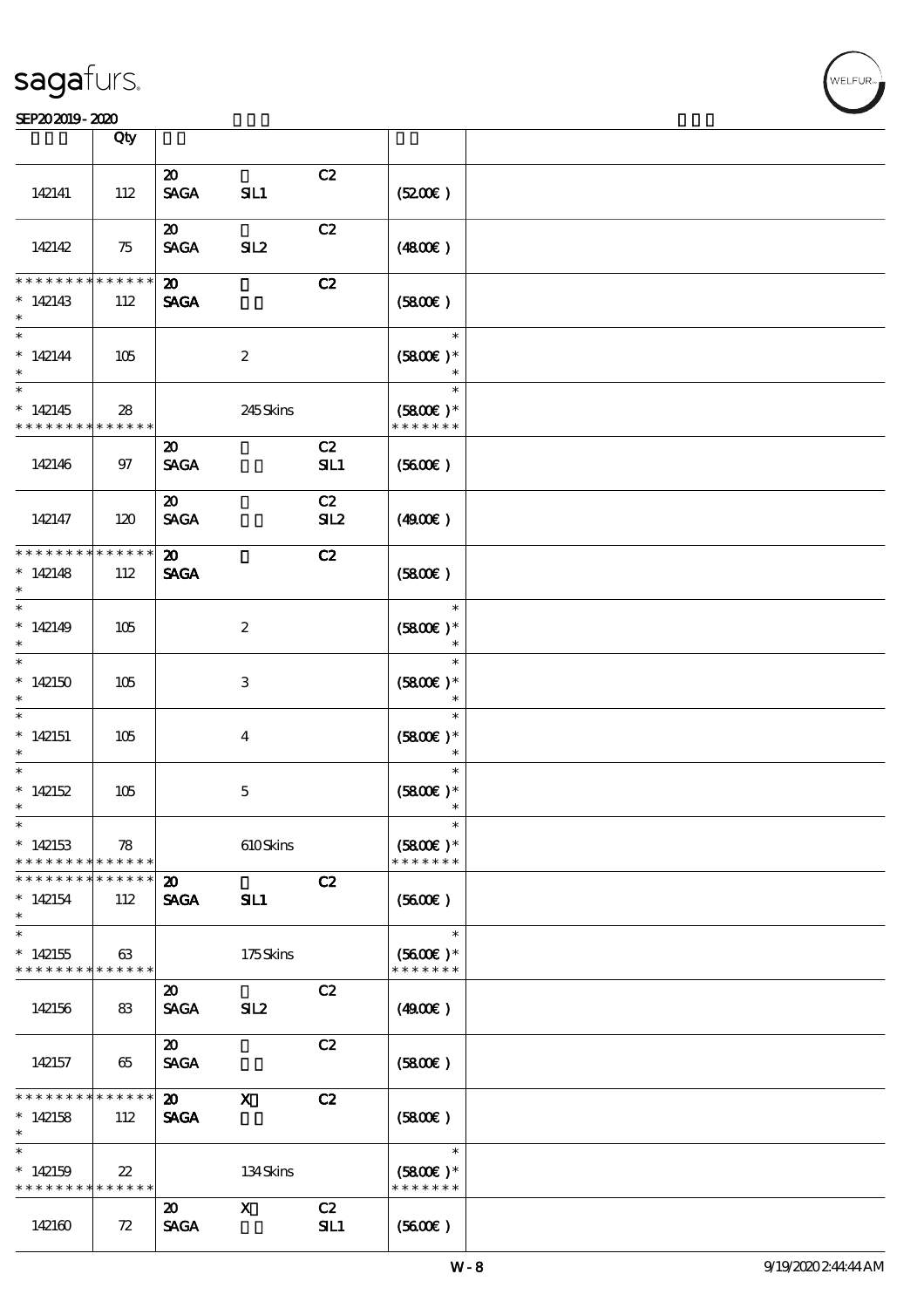| | Qty | | | | | |
|---|---|---|---|---|---|---|
| 142141 | 112 | 20<br>SAGA | SIL1 | C2 | (52.00€) | |
| 142142 | 75 | 20<br>SAGA | SIL2 | C2 | (48.00€) | |
| * * * * * * * * * * * * * *<br>* 142143<br>* | 112 | 20<br>SAGA | | C2 | (58.00€) | |
| *<br>* 142144<br>* | 105 | | 2 | | *<br>(58.00€)*<br>* | |
| *<br>* 142145<br>* * * * * * * * * * * * * * | 28 | | 245 Skins | | *<br>(58.00€)*<br>* * * * * * * | |
| 142146 | 97 | 20<br>SAGA | | C2<br>SIL1 | (56.00€) | |
| 142147 | 120 | 20<br>SAGA | | C2<br>SIL2 | (49.00€) | |
| * * * * * * * * * * * * * *<br>* 142148<br>* | 112 | 20<br>SAGA | | C2 | (58.00€) | |
| *<br>* 142149<br>* | 105 | | 2 | | *<br>(58.00€)*<br>* | |
| *<br>* 142150<br>* | 105 | | 3 | | *<br>(58.00€)*<br>* | |
| *<br>* 142151<br>* | 105 | | 4 | | *<br>(58.00€)*<br>* | |
| *<br>* 142152<br>* | 105 | | 5 | | *<br>(58.00€)*<br>* | |
| *<br>* 142153<br>* * * * * * * * * * * * * * | 78 | | 610 Skins | | *<br>(58.00€)*<br>* * * * * * * | |
| * * * * * * * * * * * * * *<br>* 142154<br>* | 112 | 20<br>SAGA | SIL1 | C2 | (56.00€) | |
| *<br>* 142155<br>* * * * * * * * * * * * * * | 63 | | 175 Skins | | *<br>(56.00€)*<br>* * * * * * * | |
| 142156 | 83 | 20<br>SAGA | SIL2 | C2 | (49.00€) | |
| 142157 | 65 | 20<br>SAGA | | C2 | (58.00€) | |
| * * * * * * * * * * * * * *<br>* 142158<br>* | 112 | 20<br>SAGA | X | C2 | (58.00€) | |
| *<br>* 142159<br>* * * * * * * * * * * * * * | 22 | | 134 Skins | | *<br>(58.00€)*<br>* * * * * * * | |
| 142160 | 72 | 20<br>SAGA | X | C2<br>SIL1 | (56.00€) | |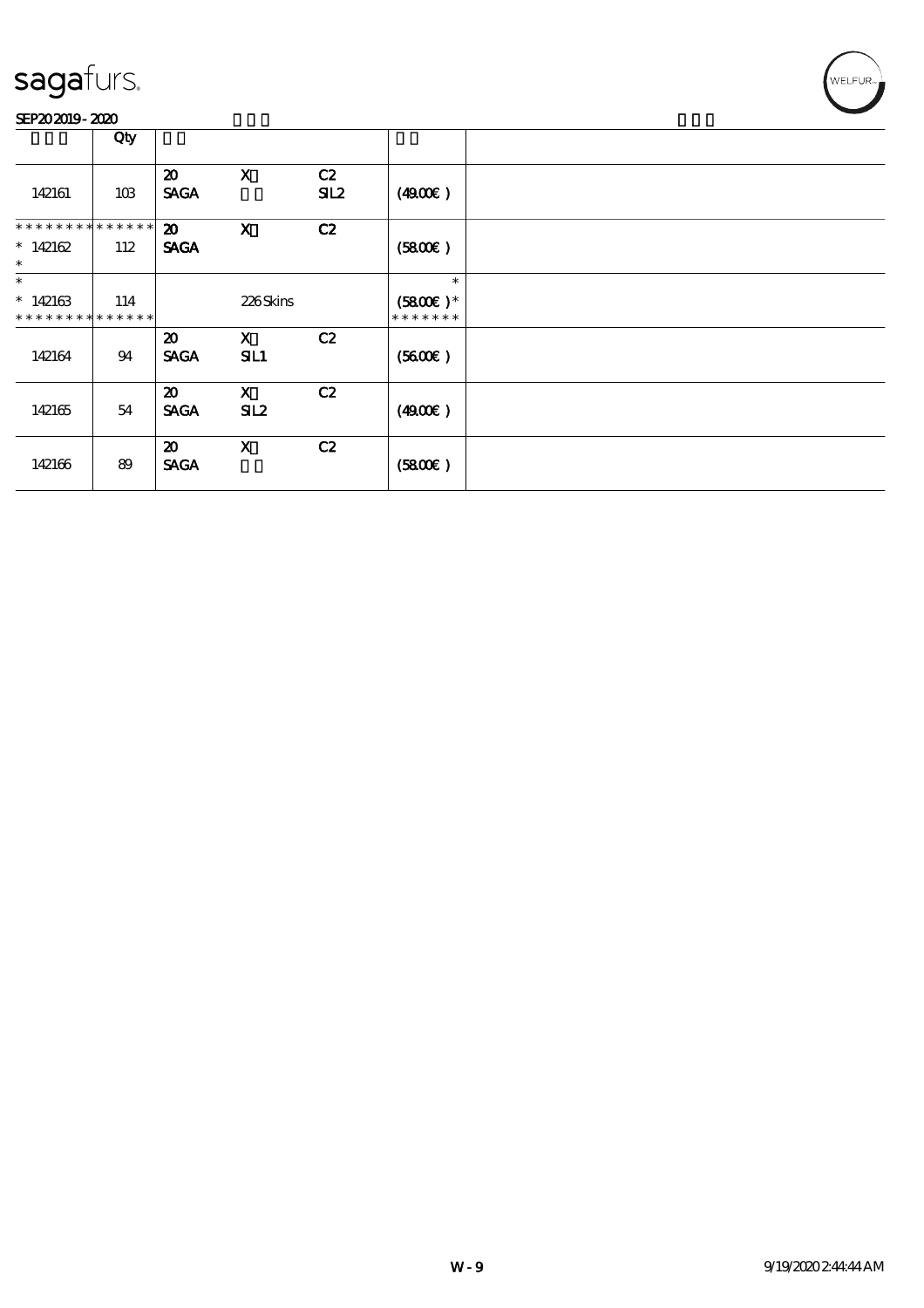| | Qty | | | | | |
|---|---|---|---|---|---|---|
| 142161 | 103 | 20 SAGA | X | C2 SIL2 | (49.00€) | |
| ************* * 142162 * | 112 | 20 SAGA | X | C2 | (58.00€) | |
| * * 142163 ************* | 114 | | 226 Skins | | * (58.00€) * ******* | |
| 142164 | 94 | 20 SAGA | X SIL1 | C2 | (56.00€) | |
| 142165 | 54 | 20 SAGA | X SIL2 | C2 | (49.00€) | |
| 142166 | 89 | 20 SAGA | X | C2 | (58.00€) | |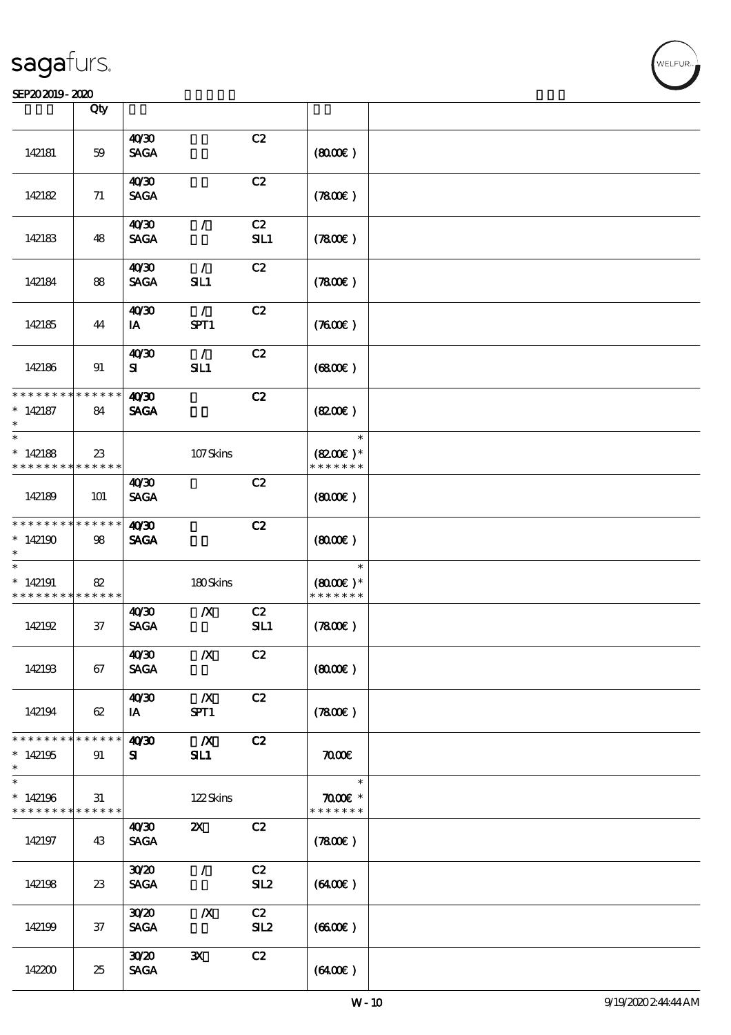# sagafurs.

SEP20 2019 - 2020

| | Qty | | | | | |
|---|---|---|---|---|---|---|
| 142181 | 59 | 40/30 SAGA | | C2 | (80.00€) | |
| 142182 | 71 | 40/30 SAGA | | C2 | (78.00€) | |
| 142183 | 48 | 40/30 SAGA | / | C2 SIL1 | (78.00€) | |
| 142184 | 88 | 40/30 SAGA | / SIL1 | C2 | (78.00€) | |
| 142185 | 44 | 40/30 IA | / SPT1 | C2 | (76.00€) | |
| 142186 | 91 | 40/30 SI | / SIL1 | C2 | (68.00€) | |
| * * * * * * * * * * * * * * 142187 * | 84 | 40/30 SAGA | | C2 | (82.00€) | |
| * * 142188 * * * * * * * * * * * * * * | 23 | | 107 Skins | | * (82.00€) * * * * * * * * | |
| 142189 | 101 | 40/30 SAGA | | C2 | (80.00€) | |
| * * * * * * * * * * * * * * 142190 * | 98 | 40/30 SAGA | | C2 | (80.00€) | |
| * * 142191 * * * * * * * * * * * * * * | 82 | | 180 Skins | | * (80.00€) * * * * * * * * | |
| 142192 | 37 | 40/30 SAGA | /X | C2 SIL1 | (78.00€) | |
| 142193 | 67 | 40/30 SAGA | /X | C2 | (80.00€) | |
| 142194 | 62 | 40/30 IA | /X SPT1 | C2 | (78.00€) | |
| * * * * * * * * * * * * * * 142195 * | 91 | 40/30 SI | /X SIL1 | C2 | 70.00€ | |
| * * 142196 * * * * * * * * * * * * * * | 31 | | 122 Skins | | * 70.00€ * * * * * * * * | |
| 142197 | 43 | 40/30 SAGA | 2X | C2 | (78.00€) | |
| 142198 | 23 | 30/20 SAGA | / | C2 SIL2 | (64.00€) | |
| 142199 | 37 | 30/20 SAGA | /X | C2 SIL2 | (66.00€) | |
| 142200 | 25 | 30/20 SAGA | 3X | C2 | (64.00€) | |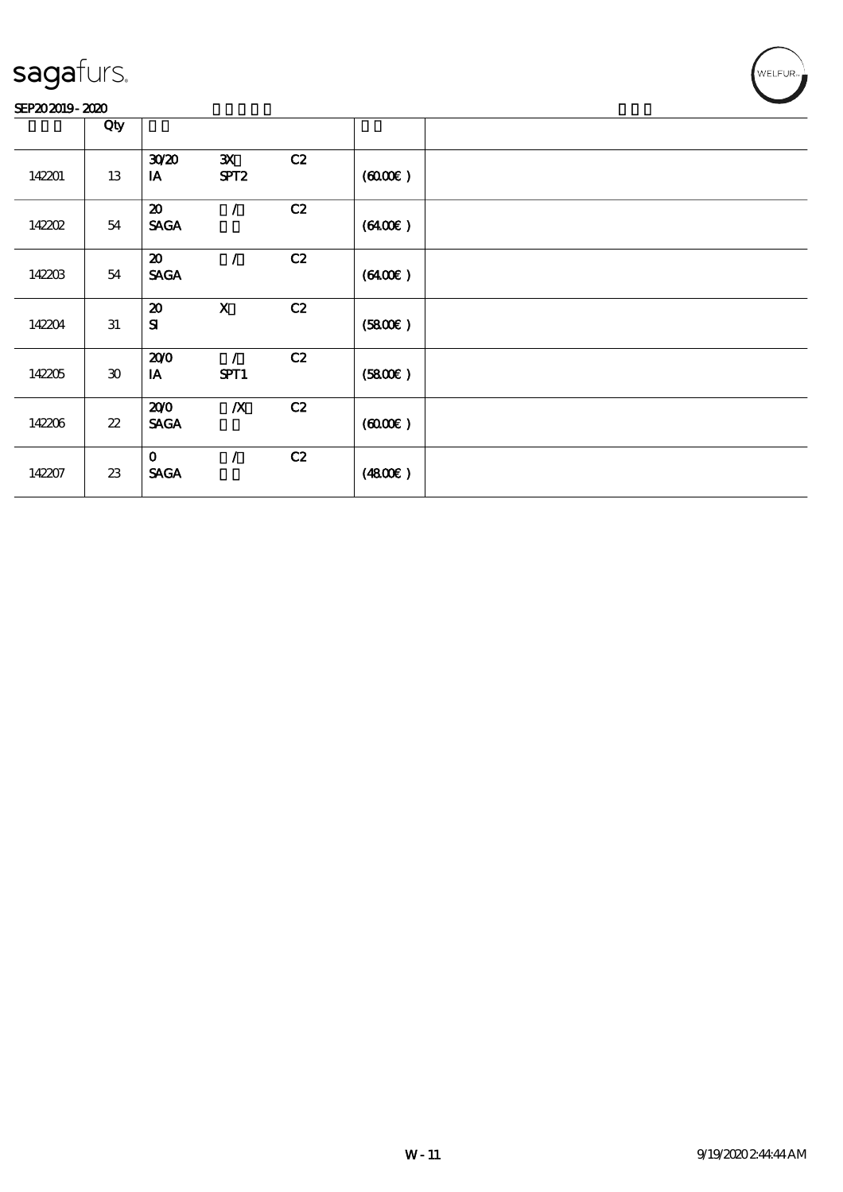| | Qty | | | | | |
|---|---|---|---|---|---|---|
| 142201 | 13 | 30/20<br>IA | 3X<br>SPT2 | C2 | (60.00€) | |
| 142202 | 54 | 20<br>SAGA | / | C2 | (64.00€) | |
| 142203 | 54 | 20<br>SAGA | / | C2 | (64.00€) | |
| 142204 | 31 | 20<br>SI | X | C2 | (58.00€) | |
| 142205 | 30 | 20/0<br>IA | /<br>SPT1 | C2 | (58.00€) | |
| 142206 | 22 | 20/0<br>SAGA | /X | C2 | (60.00€) | |
| 142207 | 23 | 0<br>SAGA | / | C2 | (48.00€) | |